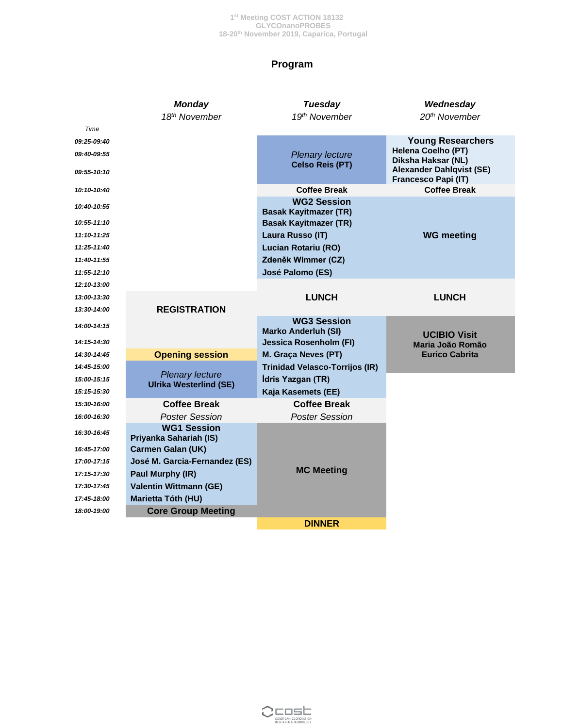1[st] Meeting COST ACTION 18132
GLYCOnanoPROBES
18-20[th] November 2019, Caparica, Portugal

# Program

| Time | *Monday* 18[th] November | *Tuesday* 19[th] November | *Wednesday* 20[th] November |
|---|---|---|---|
| 09:25-09:40 | | *Plenary lecture* **Celso Reis (PT)** | **Young Researchers** |
| 09:40-09:55 | | | **Helena Coelho (PT)** **Diksha Haksar (NL)** |
| 09:55-10:10 | | | **Alexander Dahlqvist (SE)** **Francesco Papi (IT)** |
| 10:10-10:40 | | **Coffee Break** | **Coffee Break** |
| 10:40-10:55 | | **WG2 Session** **Basak Kayitmazer (TR)** | **WG meeting** |
| 10:55-11:10 | | **Basak Kayitmazer (TR)** | |
| 11:10-11:25 | | **Laura Russo (IT)** | |
| 11:25-11:40 | | **Lucian Rotariu (RO)** | |
| 11:40-11:55 | | **Zdeněk Wimmer (CZ)** | |
| 11:55-12:10 | | **José Palomo (ES)** | |
| 12:10-13:00 | | **LUNCH** | **LUNCH** |
| 13:00-13:30 | **REGISTRATION** | | |
| 13:30-14:00 | | | |
| 14:00-14:15 | | **WG3 Session** **Marko Anderluh (SI)** | **UCIBIO Visit** **Maria João Romão** **Eurico Cabrita** |
| 14:15-14:30 | | **Jessica Rosenholm (FI)** | |
| 14:30-14:45 | **Opening session** | **M. Graça Neves (PT)** | |
| 14:45-15:00 | *Plenary lecture* **Ulrika Westerlind (SE)** | **Trinidad Velasco-Torrijos (IR)** | |
| 15:00-15:15 | | **İdris Yazgan (TR)** | |
| 15:15-15:30 | | **Kaja Kasemets (EE)** | |
| 15:30-16:00 | **Coffee Break** | **Coffee Break** | |
| 16:00-16:30 | *Poster Session* | *Poster Session* | |
| 16:30-16:45 | **WG1 Session** **Priyanka Sahariah (IS)** | **MC Meeting** | |
| 16:45-17:00 | **Carmen Galan (UK)** | | |
| 17:00-17:15 | **José M. Garcia-Fernandez (ES)** | | |
| 17:15-17:30 | **Paul Murphy (IR)** | | |
| 17:30-17:45 | **Valentin Wittmann (GE)** | | |
| 17:45-18:00 | **Marietta Tóth (HU)** | | |
| 18:00-19:00 | **Core Group Meeting** | | |
| | | **DINNER** | |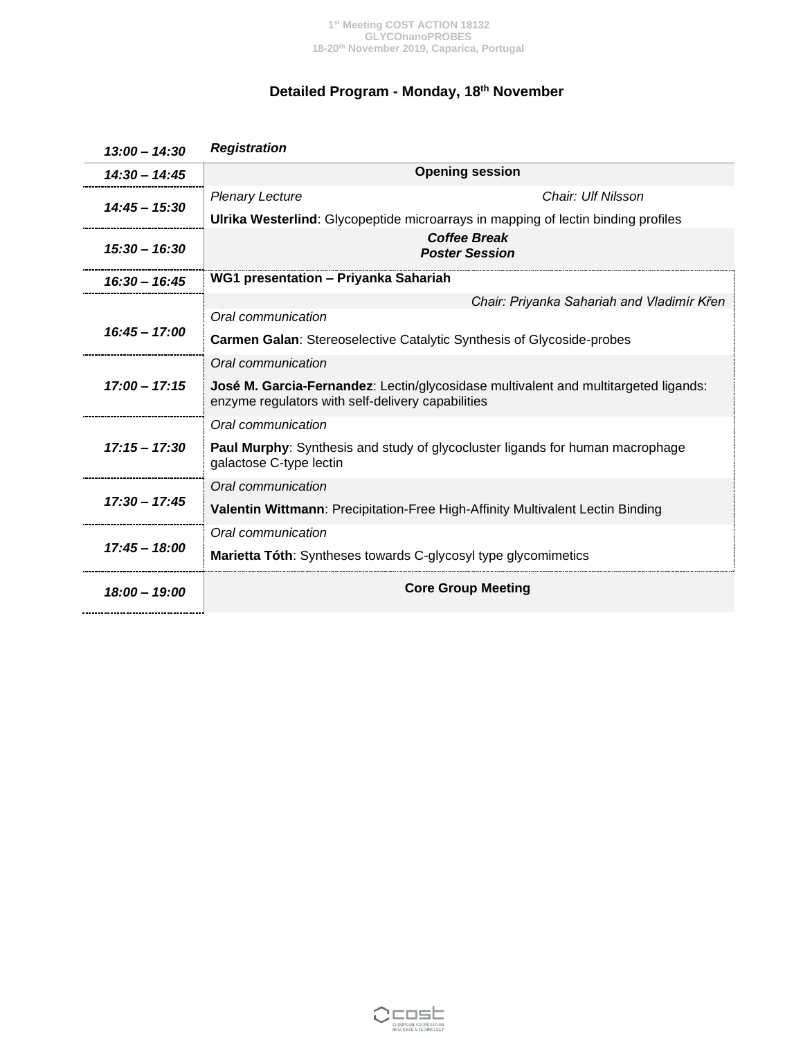## Detailed Program - Monday, 18th November

| | |
|---|---|
| ***13:00 – 14:30*** | ***Registration*** |
| ***14:30 – 14:45*** | **Opening session** |
| ***14:45 – 15:30*** | *Plenary Lecture* *Chair: Ulf Nilsson*<br>**Ulrika Westerlind**: Glycopeptide microarrays in mapping of lectin binding profiles |
| ***15:30 – 16:30*** | ***Coffee Break***<br>***Poster Session*** |
| ***16:30 – 16:45*** | **WG1 presentation – Priyanka Sahariah** |
| ***16:45 – 17:00*** | *Chair: Priyanka Sahariah and Vladimír Křen*<br>*Oral communication*<br>**Carmen Galan**: Stereoselective Catalytic Synthesis of Glycoside-probes |
| ***17:00 – 17:15*** | *Oral communication*<br>**José M. Garcia-Fernandez**: Lectin/glycosidase multivalent and multitargeted ligands: enzyme regulators with self-delivery capabilities |
| ***17:15 – 17:30*** | *Oral communication*<br>**Paul Murphy**: Synthesis and study of glycocluster ligands for human macrophage galactose C-type lectin |
| ***17:30 – 17:45*** | *Oral communication*<br>**Valentin Wittmann**: Precipitation-Free High-Affinity Multivalent Lectin Binding |
| ***17:45 – 18:00*** | *Oral communication*<br>**Marietta Tóth**: Syntheses towards C-glycosyl type glycomimetics |
| ***18:00 – 19:00*** | **Core Group Meeting** |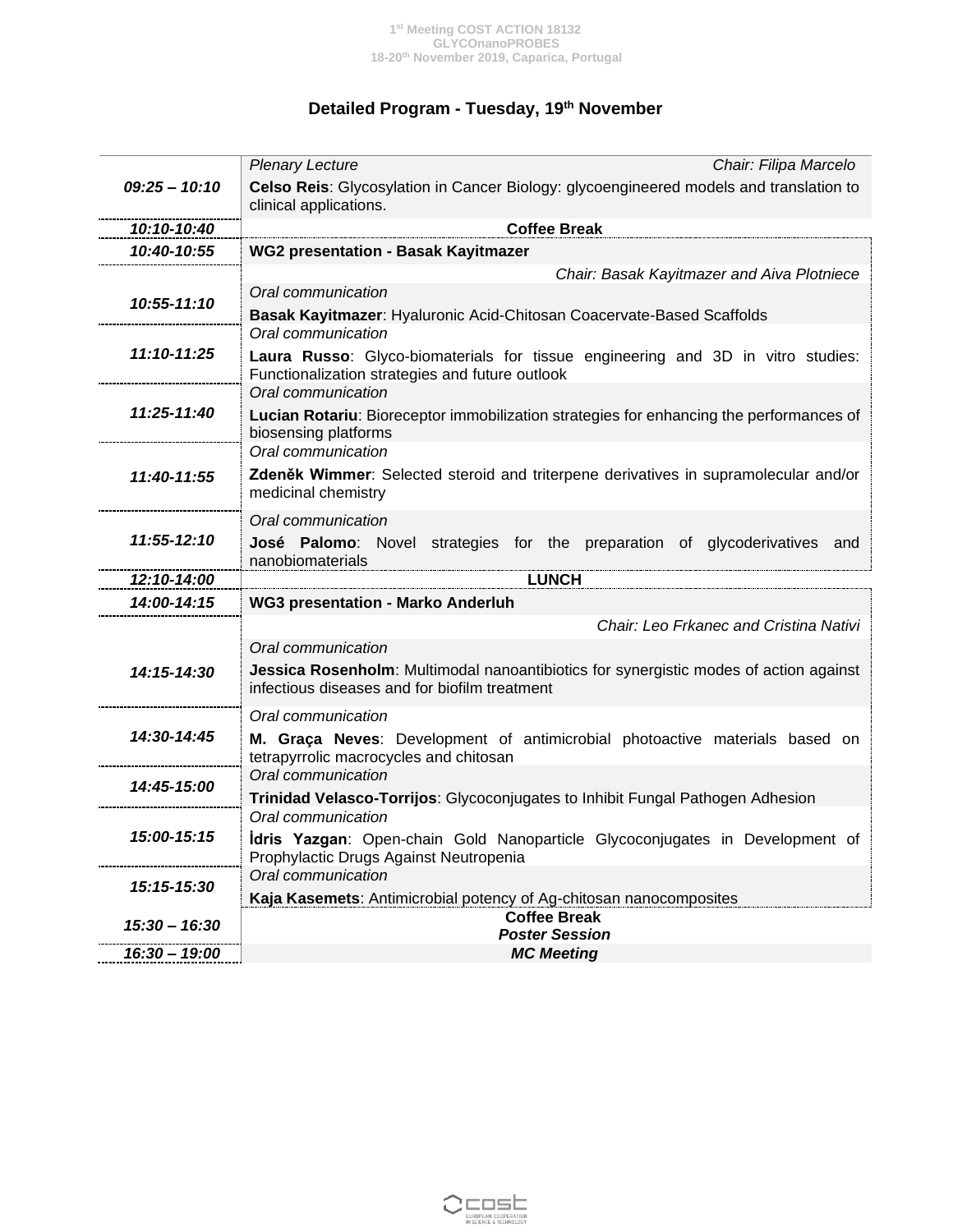## Detailed Program - Tuesday, 19th November

| Time | Session |
|---|---|
| *09:25 – 10:10* | *Plenary Lecture* — *Chair: Filipa Marcelo*<br>**Celso Reis**: Glycosylation in Cancer Biology: glycoengineered models and translation to clinical applications. |
| *10:10-10:40* | **Coffee Break** |
| *10:40-10:55* | **WG2 presentation - Basak Kayitmazer** |
| | *Chair: Basak Kayitmazer and Aiva Plotniece* |
| *10:55-11:10* | *Oral communication*<br>**Basak Kayitmazer**: Hyaluronic Acid-Chitosan Coacervate-Based Scaffolds |
| *11:10-11:25* | *Oral communication*<br>**Laura Russo**: Glyco-biomaterials for tissue engineering and 3D in vitro studies: Functionalization strategies and future outlook |
| *11:25-11:40* | *Oral communication*<br>**Lucian Rotariu**: Bioreceptor immobilization strategies for enhancing the performances of biosensing platforms |
| *11:40-11:55* | *Oral communication*<br>**Zdeněk Wimmer**: Selected steroid and triterpene derivatives in supramolecular and/or medicinal chemistry |
| *11:55-12:10* | *Oral communication*<br>**José Palomo**: Novel strategies for the preparation of glycoderivatives and nanobiomaterials |
| *12:10-14:00* | **LUNCH** |
| *14:00-14:15* | **WG3 presentation - Marko Anderluh** |
| | *Chair: Leo Frkanec and Cristina Nativi* |
| *14:15-14:30* | *Oral communication*<br>**Jessica Rosenholm**: Multimodal nanoantibiotics for synergistic modes of action against infectious diseases and for biofilm treatment |
| *14:30-14:45* | *Oral communication*<br>**M. Graça Neves**: Development of antimicrobial photoactive materials based on tetrapyrrolic macrocycles and chitosan |
| *14:45-15:00* | *Oral communication*<br>**Trinidad Velasco-Torrijos**: Glycoconjugates to Inhibit Fungal Pathogen Adhesion |
| *15:00-15:15* | *Oral communication*<br>**İdris Yazgan**: Open-chain Gold Nanoparticle Glycoconjugates in Development of Prophylactic Drugs Against Neutropenia |
| *15:15-15:30* | *Oral communication*<br>**Kaja Kasemets**: Antimicrobial potency of Ag-chitosan nanocomposites |
| *15:30 – 16:30* | **Coffee Break**<br>***Poster Session*** |
| *16:30 – 19:00* | ***MC Meeting*** |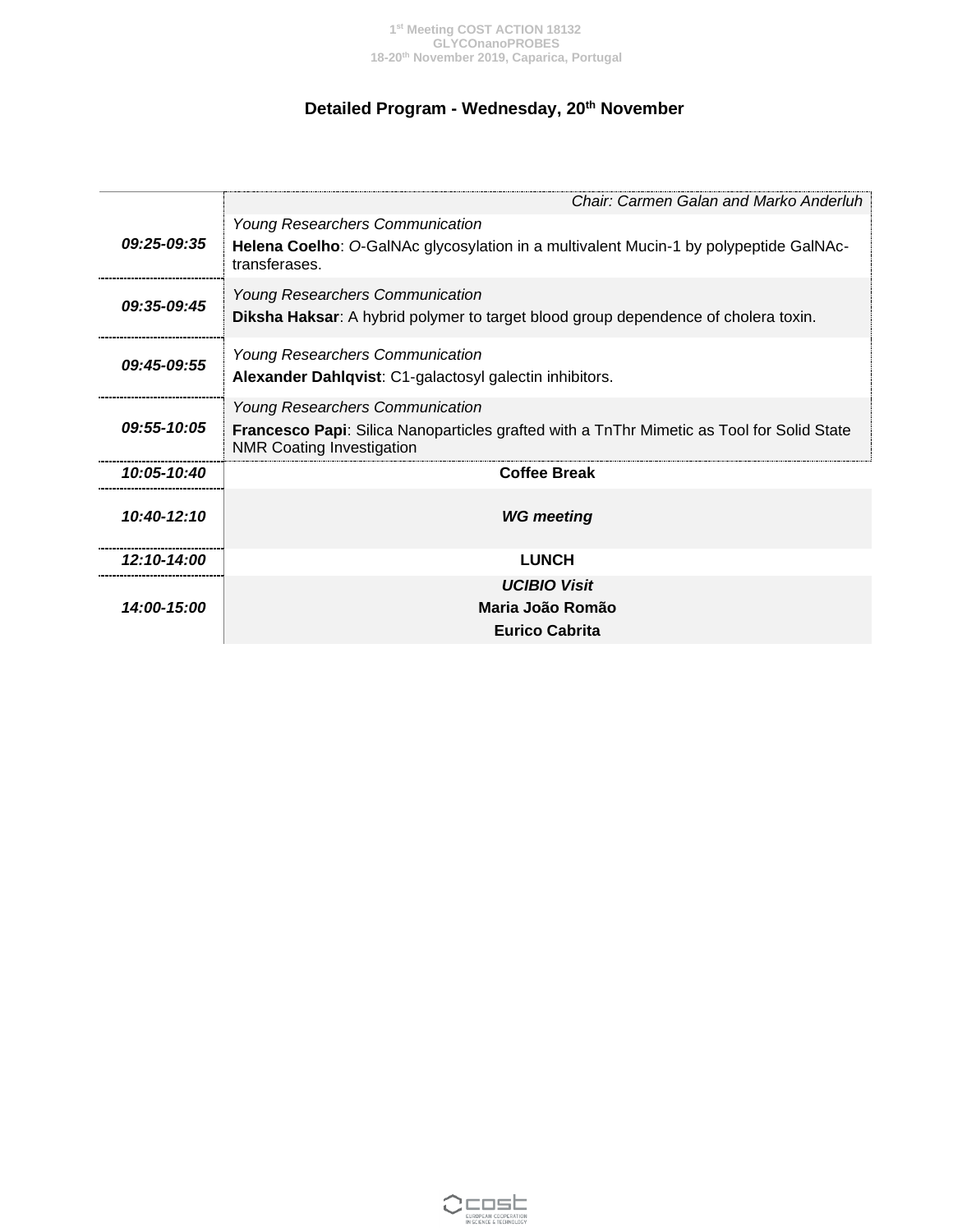## Detailed Program - Wednesday, 20th November

| | *Chair: Carmen Galan and Marko Anderluh* |
|---|---|
| ***09:25-09:35*** | *Young Researchers Communication*<br>**Helena Coelho**: *O*-GalNAc glycosylation in a multivalent Mucin-1 by polypeptide GalNAc-transferases. |
| ***09:35-09:45*** | *Young Researchers Communication*<br>**Diksha Haksar**: A hybrid polymer to target blood group dependence of cholera toxin. |
| ***09:45-09:55*** | *Young Researchers Communication*<br>**Alexander Dahlqvist**: C1-galactosyl galectin inhibitors. |
| ***09:55-10:05*** | *Young Researchers Communication*<br>**Francesco Papi**: Silica Nanoparticles grafted with a TnThr Mimetic as Tool for Solid State NMR Coating Investigation |
| ***10:05-10:40*** | **Coffee Break** |
| ***10:40-12:10*** | ***WG meeting*** |
| ***12:10-14:00*** | **LUNCH** |
| ***14:00-15:00*** | ***UCIBIO Visit***<br>**Maria João Romão**<br>**Eurico Cabrita** |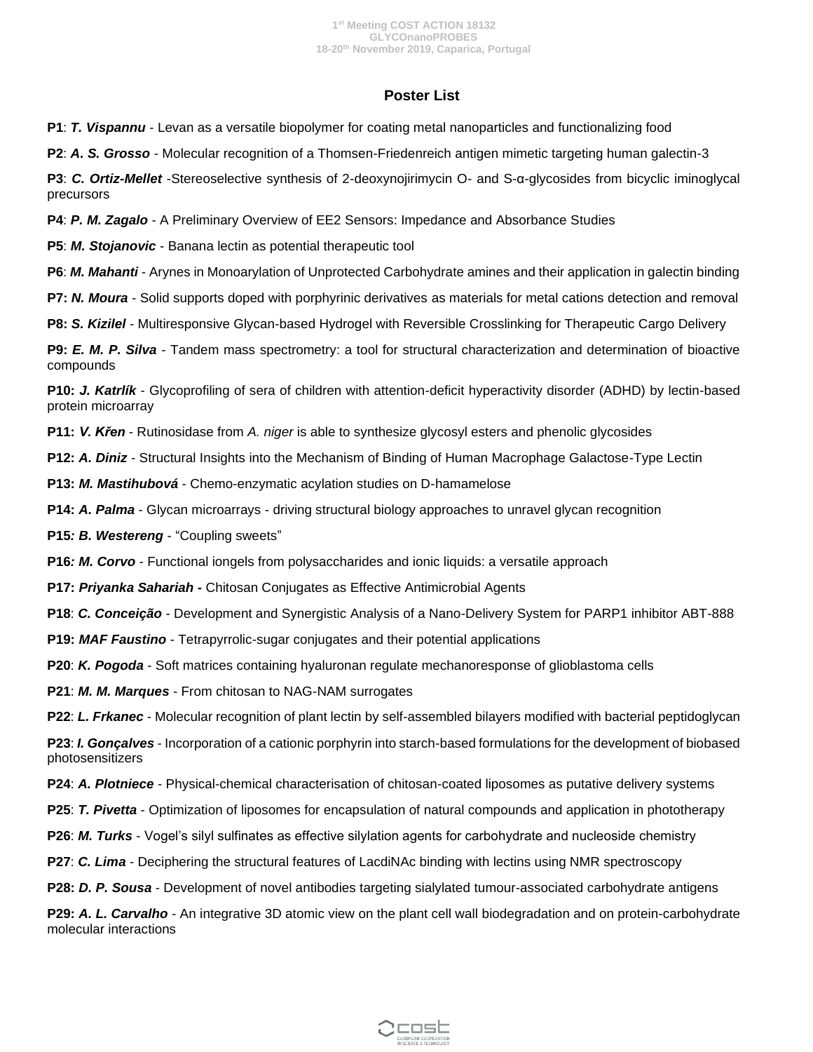## Poster List

**P1**: ***T. Vispannu*** - Levan as a versatile biopolymer for coating metal nanoparticles and functionalizing food

**P2**: ***A. S. Grosso*** - Molecular recognition of a Thomsen-Friedenreich antigen mimetic targeting human galectin-3

**P3**: ***C. Ortiz-Mellet*** -Stereoselective synthesis of 2-deoxynojirimycin O- and S-α-glycosides from bicyclic iminoglycal precursors

**P4**: ***P. M. Zagalo*** - A Preliminary Overview of EE2 Sensors: Impedance and Absorbance Studies

**P5**: ***M. Stojanovic*** - Banana lectin as potential therapeutic tool

**P6**: ***M. Mahanti*** - Arynes in Monoarylation of Unprotected Carbohydrate amines and their application in galectin binding

**P7:** ***N. Moura*** - Solid supports doped with porphyrinic derivatives as materials for metal cations detection and removal

**P8:** ***S. Kizilel*** - Multiresponsive Glycan-based Hydrogel with Reversible Crosslinking for Therapeutic Cargo Delivery

**P9:** ***E. M. P. Silva*** - Tandem mass spectrometry: a tool for structural characterization and determination of bioactive compounds

**P10:** ***J. Katrlík*** - Glycoprofiling of sera of children with attention-deficit hyperactivity disorder (ADHD) by lectin-based protein microarray

**P11:** ***V. Křen*** - Rutinosidase from *A. niger* is able to synthesize glycosyl esters and phenolic glycosides

**P12:** ***A. Diniz*** - Structural Insights into the Mechanism of Binding of Human Macrophage Galactose-Type Lectin

**P13:** ***M. Mastihubová*** - Chemo-enzymatic acylation studies on D-hamamelose

**P14:** ***A. Palma*** - Glycan microarrays - driving structural biology approaches to unravel glycan recognition

**P15*: B. Westereng*** - "Coupling sweets"

**P16*: M. Corvo*** - Functional iongels from polysaccharides and ionic liquids: a versatile approach

**P17:** ***Priyanka Sahariah* -** Chitosan Conjugates as Effective Antimicrobial Agents

**P18**: ***C. Conceição*** - Development and Synergistic Analysis of a Nano-Delivery System for PARP1 inhibitor ABT-888

**P19:** ***MAF Faustino*** - Tetrapyrrolic-sugar conjugates and their potential applications

**P20**: ***K. Pogoda*** - Soft matrices containing hyaluronan regulate mechanoresponse of glioblastoma cells

**P21**: ***M. M. Marques*** - From chitosan to NAG-NAM surrogates

**P22**: ***L. Frkanec*** - Molecular recognition of plant lectin by self-assembled bilayers modified with bacterial peptidoglycan

**P23**: ***I. Gonçalves*** - Incorporation of a cationic porphyrin into starch-based formulations for the development of biobased photosensitizers

**P24**: ***A. Plotniece*** - Physical-chemical characterisation of chitosan-coated liposomes as putative delivery systems

**P25**: ***T. Pivetta*** - Optimization of liposomes for encapsulation of natural compounds and application in phototherapy

**P26**: ***M. Turks*** - Vogel's silyl sulfinates as effective silylation agents for carbohydrate and nucleoside chemistry

**P27**: ***C. Lima*** - Deciphering the structural features of LacdiNAc binding with lectins using NMR spectroscopy

**P28:** ***D. P. Sousa*** - Development of novel antibodies targeting sialylated tumour-associated carbohydrate antigens

**P29:** ***A. L. Carvalho*** - An integrative 3D atomic view on the plant cell wall biodegradation and on protein-carbohydrate molecular interactions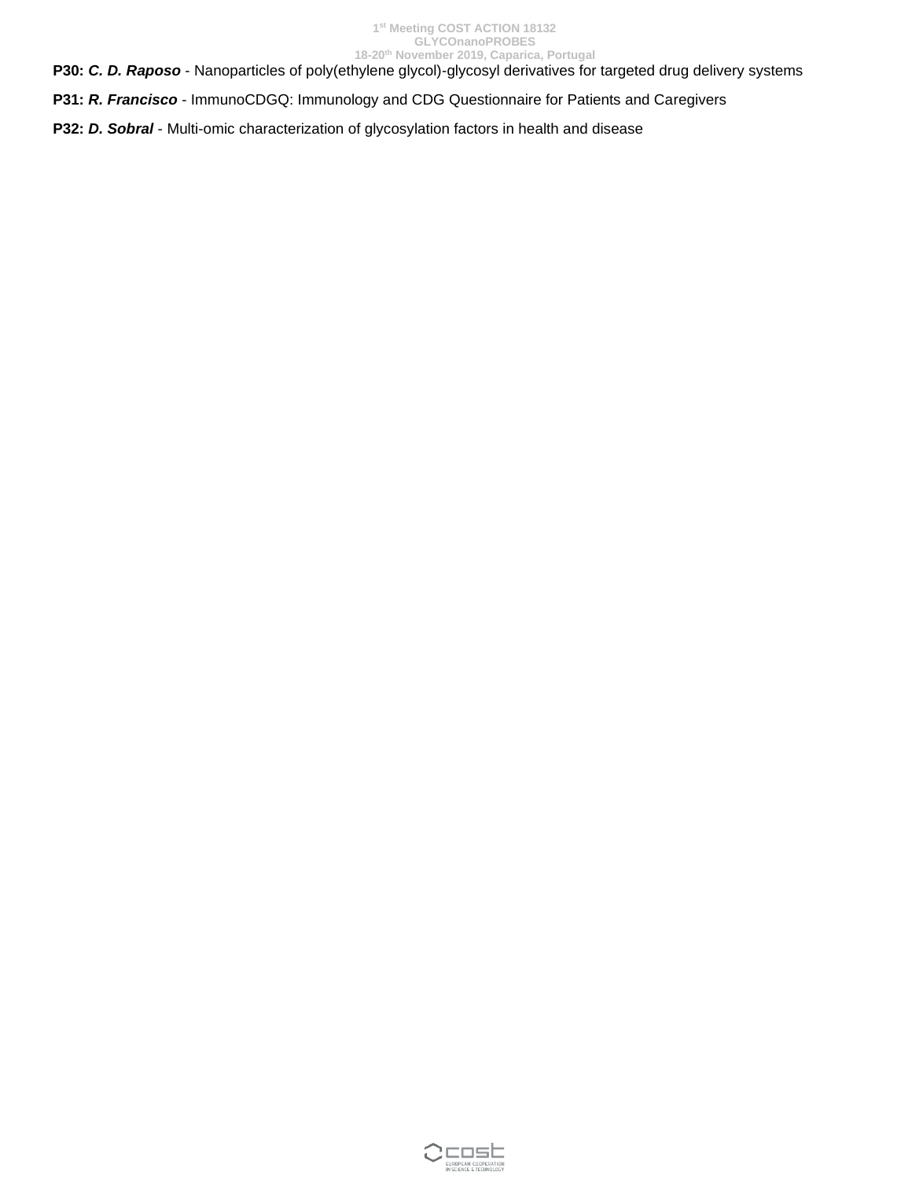**P30:** ***C. D. Raposo*** - Nanoparticles of poly(ethylene glycol)-glycosyl derivatives for targeted drug delivery systems

**P31:** ***R. Francisco*** - ImmunoCDGQ: Immunology and CDG Questionnaire for Patients and Caregivers

**P32:** ***D. Sobral*** - Multi-omic characterization of glycosylation factors in health and disease